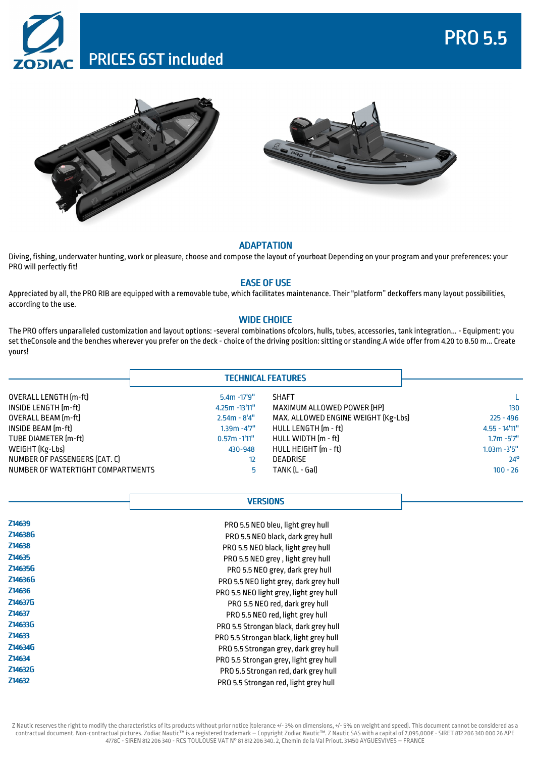# PRICES GST included

# PRO 5.5

## ADAPTATION

Diving, fishing, underwater hunting, work or pleasure, choose and compose the layout of yourboat Depending on your program and your preferences: your PRO will perfectly fit!

## EASE OF USE

Appreciated by all, the PRO RIB are equipped with a removable tube, which facilitates maintenance. Their "platform" deckoffers many layout possibilities, according to the use.

## WIDE CHOICE

The PRO offers unparalleled customization and layout options: -several combinations ofcolors, hulls, tubes, accessories, tank integration... - Equipment: you set theConsole and the benches wherever you prefer on the deck - choice of the driving position: sitting or standing.A wide offer from 4.20 to 8.50 m... Create yours!

## TECHNICAL FEATURES

| | | | |
|---|---|---|---|
| OVERALL LENGTH (m-ft) | 5.4m -17'9" | SHAFT | L |
| INSIDE LENGTH (m-ft) | 4.25m -13'11" | MAXIMUM ALLOWED POWER (HP) | 130 |
| OVERALL BEAM (m-ft) | 2.54m - 8'4" | MAX. ALLOWED ENGINE WEIGHT (Kg-Lbs) | 225 - 496 |
| INSIDE BEAM (m-ft) | 1.39m -4'7" | HULL LENGTH (m - ft) | 4.55 - 14'11" |
| TUBE DIAMETER (m-ft) | 0.57m -1'11" | HULL WIDTH (m - ft) | 1.7m -5'7" |
| WEIGHT (Kg-Lbs) | 430-948 | HULL HEIGHT (m - ft) | 1.03m -3'5" |
| NUMBER OF PASSENGERS (CAT. C) | 12 | DEADRISE | 24° |
| NUMBER OF WATERTIGHT COMPARTMENTS | 5 | TANK (L - Gal) | 100 - 26 |

## VERSIONS

| | |
|---|---|
| Z14639 | PRO 5.5 NEO bleu, light grey hull |
| Z14638G | PRO 5.5 NEO black, dark grey hull |
| Z14638 | PRO 5.5 NEO black, light grey hull |
| Z14635 | PRO 5.5 NEO grey , light grey hull |
| Z14635G | PRO 5.5 NEO grey, dark grey hull |
| Z14636G | PRO 5.5 NEO light grey, dark grey hull |
| Z14636 | PRO 5.5 NEO light grey, light grey hull |
| Z14637G | PRO 5.5 NEO red, dark grey hull |
| Z14637 | PRO 5.5 NEO red, light grey hull |
| Z14633G | PRO 5.5 Strongan black, dark grey hull |
| Z14633 | PRO 5.5 Strongan black, light grey hull |
| Z14634G | PRO 5.5 Strongan grey, dark grey hull |
| Z14634 | PRO 5.5 Strongan grey, light grey hull |
| Z14632G | PRO 5.5 Strongan red, dark grey hull |
| Z14632 | PRO 5.5 Strongan red, light grey hull |

Z Nautic reserves the right to modify the characteristics of its products without prior notice (tolerance +/- 3% on dimensions, +/- 5% on weight and speed). This document cannot be considered as a contractual document. Non-contractual pictures. Zodiac Nautic™ is a registered trademark – Copyright Zodiac Nautic™. Z Nautic SAS with a capital of 7,095,000€ - SIRET 812 206 340 000 26 APE 4778C - SIREN 812 206 340 - RCS TOULOUSE VAT N° 81 812 206 340. 2, Chemin de la Val Priout. 31450 AYGUESVIVES – FRANCE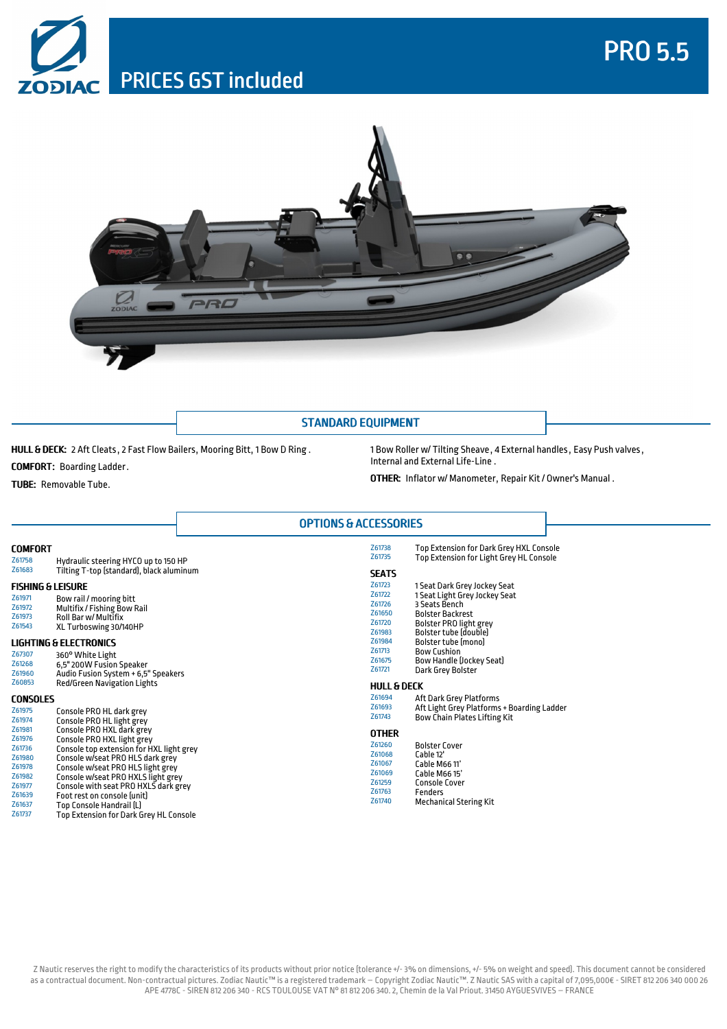# PRICES GST included

## PRO 5.5

## STANDARD EQUIPMENT

**HULL & DECK:** 2 Aft Cleats, 2 Fast Flow Bailers, Mooring Bitt, 1 Bow D Ring. 1 Bow Roller w/ Tilting Sheave, 4 External handles, Easy Push valves, Internal and External Life-Line.

**COMFORT:** Boarding Ladder.

**TUBE:** Removable Tube.

**OTHER:** Inflator w/ Manometer, Repair Kit / Owner's Manual.

## OPTIONS & ACCESSORIES

### COMFORT

| | |
|---|---|
| Z61758 | Hydraulic steering HYCO up to 150 HP |
| Z61683 | Tilting T-top (standard), black aluminum |

### FISHING & LEISURE

| | |
|---|---|
| Z61971 | Bow rail / mooring bitt |
| Z61972 | Multifix / Fishing Bow Rail |
| Z61973 | Roll Bar w/ Multifix |
| Z61543 | XL Turboswing 30/140HP |

### LIGHTING & ELECTRONICS

| | |
|---|---|
| Z67307 | 360° White Light |
| Z61268 | 6,5" 200W Fusion Speaker |
| Z61960 | Audio Fusion System + 6,5" Speakers |
| Z60853 | Red/Green Navigation Lights |

### CONSOLES

| | |
|---|---|
| Z61975 | Console PRO HL dark grey |
| Z61974 | Console PRO HL light grey |
| Z61981 | Console PRO HXL dark grey |
| Z61976 | Console PRO HXL light grey |
| Z61736 | Console top extension for HXL light grey |
| Z61980 | Console w/seat PRO HLS dark grey |
| Z61978 | Console w/seat PRO HLS light grey |
| Z61982 | Console w/seat PRO HXLS light grey |
| Z61977 | Console with seat PRO HXLS dark grey |
| Z61639 | Foot rest on console (unit) |
| Z61637 | Top Console Handrail (L) |
| Z61737 | Top Extension for Dark Grey HL Console |
| Z61738 | Top Extension for Dark Grey HXL Console |
| Z61735 | Top Extension for Light Grey HL Console |

### SEATS

| | |
|---|---|
| Z61723 | 1 Seat Dark Grey Jockey Seat |
| Z61722 | 1 Seat Light Grey Jockey Seat |
| Z61726 | 3 Seats Bench |
| Z61650 | Bolster Backrest |
| Z61720 | Bolster PRO light grey |
| Z61983 | Bolster tube (double) |
| Z61984 | Bolster tube (mono) |
| Z61713 | Bow Cushion |
| Z61675 | Bow Handle (Jockey Seat) |
| Z61721 | Dark Grey Bolster |

### HULL & DECK

| | |
|---|---|
| Z61694 | Aft Dark Grey Platforms |
| Z61693 | Aft Light Grey Platforms + Boarding Ladder |
| Z61743 | Bow Chain Plates Lifting Kit |

### OTHER

| | |
|---|---|
| Z61260 | Bolster Cover |
| Z61068 | Cable 12' |
| Z61067 | Cable M66 11' |
| Z61069 | Cable M66 15' |
| Z61259 | Console Cover |
| Z61763 | Fenders |
| Z61740 | Mechanical Stering Kit |

Z Nautic reserves the right to modify the characteristics of its products without prior notice (tolerance +/- 3% on dimensions, +/- 5% on weight and speed). This document cannot be considered as a contractual document. Non-contractual pictures. Zodiac Nautic™ is a registered trademark – Copyright Zodiac Nautic™. Z Nautic SAS with a capital of 7,095,000€ - SIRET 812 206 340 000 26 APE 4778C - SIREN 812 206 340 - RCS TOULOUSE VAT N° 81 812 206 340. 2, Chemin de la Val Prioút. 31450 AYGUESVIVES – FRANCE